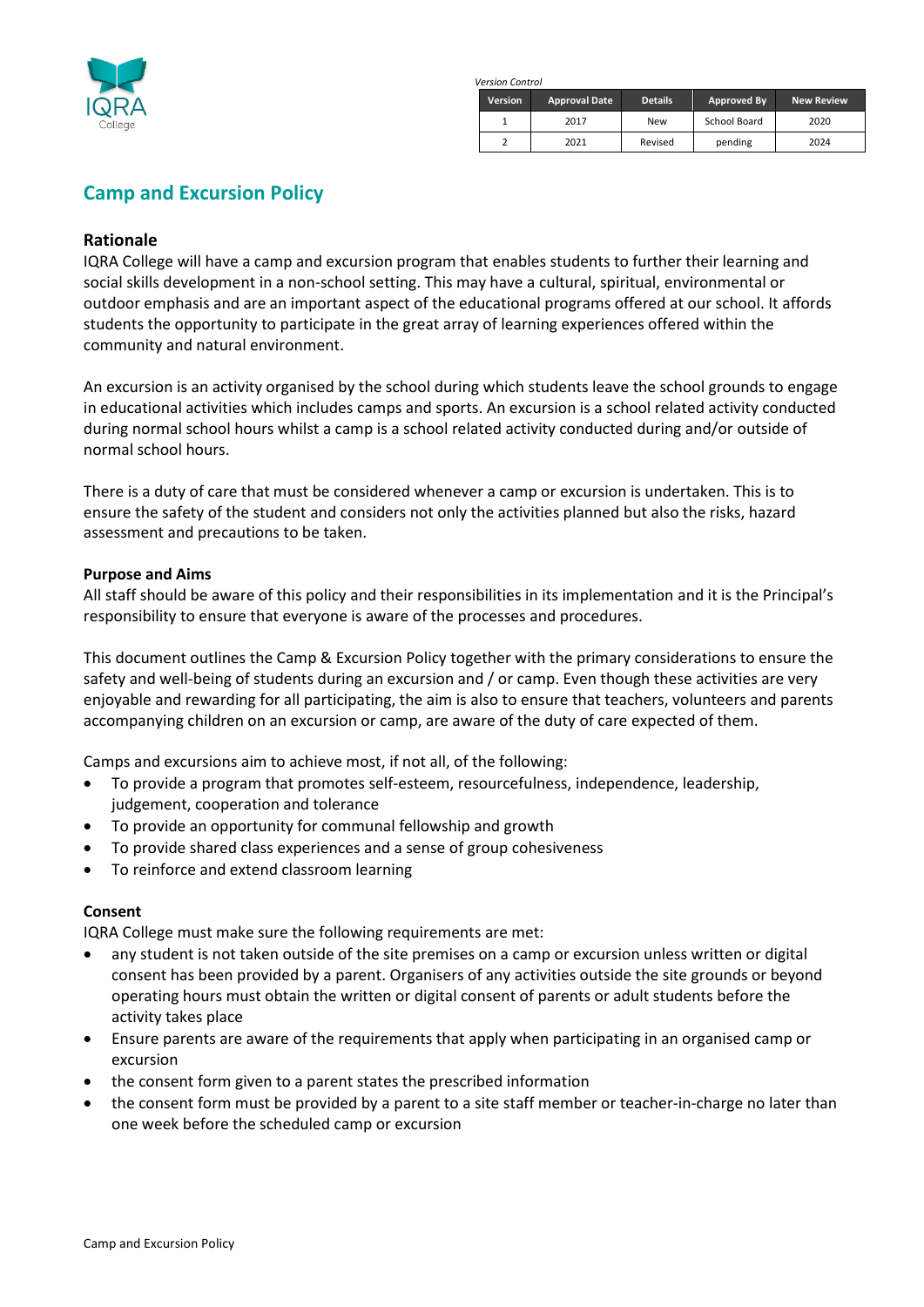IQRA College

*Version Control*

| Version | Approval Date | Details | Approved By | New Review |
|---|---|---|---|---|
| 1 | 2017 | New | School Board | 2020 |
| 2 | 2021 | Revised | pending | 2024 |

# Camp and Excursion Policy

## Rationale

IQRA College will have a camp and excursion program that enables students to further their learning and social skills development in a non-school setting. This may have a cultural, spiritual, environmental or outdoor emphasis and are an important aspect of the educational programs offered at our school. It affords students the opportunity to participate in the great array of learning experiences offered within the community and natural environment.

An excursion is an activity organised by the school during which students leave the school grounds to engage in educational activities which includes camps and sports. An excursion is a school related activity conducted during normal school hours whilst a camp is a school related activity conducted during and/or outside of normal school hours.

There is a duty of care that must be considered whenever a camp or excursion is undertaken. This is to ensure the safety of the student and considers not only the activities planned but also the risks, hazard assessment and precautions to be taken.

### Purpose and Aims

All staff should be aware of this policy and their responsibilities in its implementation and it is the Principal's responsibility to ensure that everyone is aware of the processes and procedures.

This document outlines the Camp & Excursion Policy together with the primary considerations to ensure the safety and well-being of students during an excursion and / or camp. Even though these activities are very enjoyable and rewarding for all participating, the aim is also to ensure that teachers, volunteers and parents accompanying children on an excursion or camp, are aware of the duty of care expected of them.

Camps and excursions aim to achieve most, if not all, of the following:

- To provide a program that promotes self-esteem, resourcefulness, independence, leadership, judgement, cooperation and tolerance
- To provide an opportunity for communal fellowship and growth
- To provide shared class experiences and a sense of group cohesiveness
- To reinforce and extend classroom learning

### Consent

IQRA College must make sure the following requirements are met:

- any student is not taken outside of the site premises on a camp or excursion unless written or digital consent has been provided by a parent. Organisers of any activities outside the site grounds or beyond operating hours must obtain the written or digital consent of parents or adult students before the activity takes place
- Ensure parents are aware of the requirements that apply when participating in an organised camp or excursion
- the consent form given to a parent states the prescribed information
- the consent form must be provided by a parent to a site staff member or teacher-in-charge no later than one week before the scheduled camp or excursion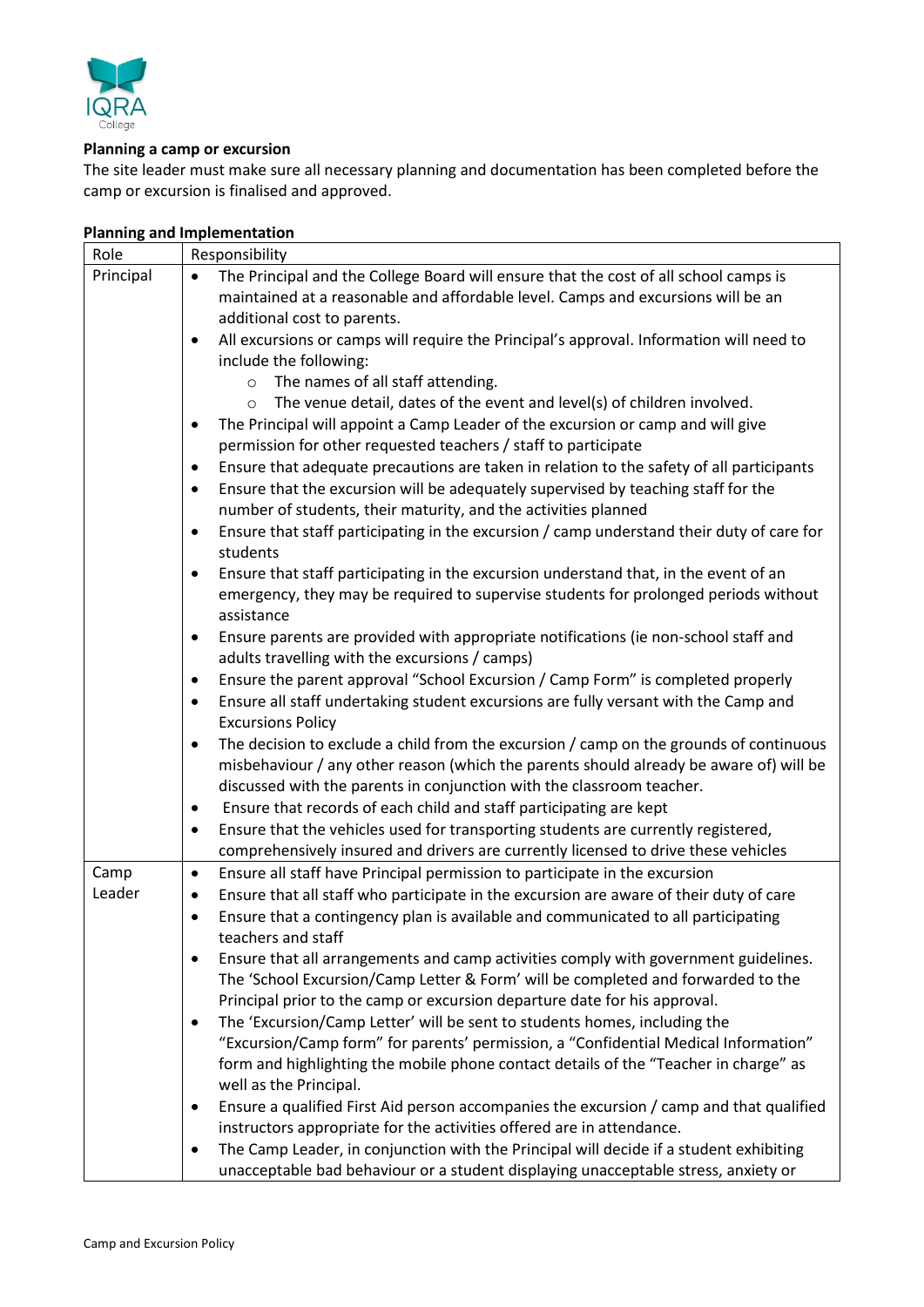**Planning a camp or excursion**

The site leader must make sure all necessary planning and documentation has been completed before the camp or excursion is finalised and approved.

**Planning and Implementation**

| Role | Responsibility |
|---|---|
| Principal | • The Principal and the College Board will ensure that the cost of all school camps is maintained at a reasonable and affordable level. Camps and excursions will be an additional cost to parents.<br>• All excursions or camps will require the Principal's approval. Information will need to include the following:<br>  ○ The names of all staff attending.<br>  ○ The venue detail, dates of the event and level(s) of children involved.<br>• The Principal will appoint a Camp Leader of the excursion or camp and will give permission for other requested teachers / staff to participate<br>• Ensure that adequate precautions are taken in relation to the safety of all participants<br>• Ensure that the excursion will be adequately supervised by teaching staff for the number of students, their maturity, and the activities planned<br>• Ensure that staff participating in the excursion / camp understand their duty of care for students<br>• Ensure that staff participating in the excursion understand that, in the event of an emergency, they may be required to supervise students for prolonged periods without assistance<br>• Ensure parents are provided with appropriate notifications (ie non-school staff and adults travelling with the excursions / camps)<br>• Ensure the parent approval "School Excursion / Camp Form" is completed properly<br>• Ensure all staff undertaking student excursions are fully versant with the Camp and Excursions Policy<br>• The decision to exclude a child from the excursion / camp on the grounds of continuous misbehaviour / any other reason (which the parents should already be aware of) will be discussed with the parents in conjunction with the classroom teacher.<br>• Ensure that records of each child and staff participating are kept<br>• Ensure that the vehicles used for transporting students are currently registered, comprehensively insured and drivers are currently licensed to drive these vehicles |
| Camp Leader | • Ensure all staff have Principal permission to participate in the excursion<br>• Ensure that all staff who participate in the excursion are aware of their duty of care<br>• Ensure that a contingency plan is available and communicated to all participating teachers and staff<br>• Ensure that all arrangements and camp activities comply with government guidelines. The 'School Excursion/Camp Letter & Form' will be completed and forwarded to the Principal prior to the camp or excursion departure date for his approval.<br>• The 'Excursion/Camp Letter' will be sent to students homes, including the "Excursion/Camp form" for parents' permission, a "Confidential Medical Information" form and highlighting the mobile phone contact details of the "Teacher in charge" as well as the Principal.<br>• Ensure a qualified First Aid person accompanies the excursion / camp and that qualified instructors appropriate for the activities offered are in attendance.<br>• The Camp Leader, in conjunction with the Principal will decide if a student exhibiting unacceptable bad behaviour or a student displaying unacceptable stress, anxiety or |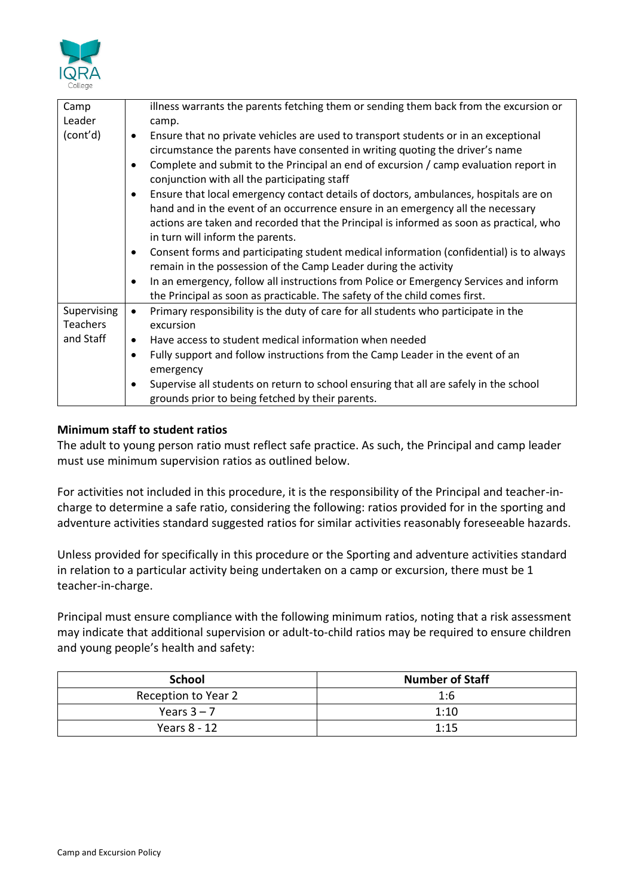| | |
|---|---|
| Camp Leader (cont'd) | illness warrants the parents fetching them or sending them back from the excursion or camp.<br>• Ensure that no private vehicles are used to transport students or in an exceptional circumstance the parents have consented in writing quoting the driver's name<br>• Complete and submit to the Principal an end of excursion / camp evaluation report in conjunction with all the participating staff<br>• Ensure that local emergency contact details of doctors, ambulances, hospitals are on hand and in the event of an occurrence ensure in an emergency all the necessary actions are taken and recorded that the Principal is informed as soon as practical, who in turn will inform the parents.<br>• Consent forms and participating student medical information (confidential) is to always remain in the possession of the Camp Leader during the activity<br>• In an emergency, follow all instructions from Police or Emergency Services and inform the Principal as soon as practicable. The safety of the child comes first. |
| Supervising Teachers and Staff | • Primary responsibility is the duty of care for all students who participate in the excursion<br>• Have access to student medical information when needed<br>• Fully support and follow instructions from the Camp Leader in the event of an emergency<br>• Supervise all students on return to school ensuring that all are safely in the school grounds prior to being fetched by their parents. |

**Minimum staff to student ratios**

The adult to young person ratio must reflect safe practice. As such, the Principal and camp leader must use minimum supervision ratios as outlined below.

For activities not included in this procedure, it is the responsibility of the Principal and teacher-in-charge to determine a safe ratio, considering the following: ratios provided for in the sporting and adventure activities standard suggested ratios for similar activities reasonably foreseeable hazards.

Unless provided for specifically in this procedure or the Sporting and adventure activities standard in relation to a particular activity being undertaken on a camp or excursion, there must be 1 teacher-in-charge.

Principal must ensure compliance with the following minimum ratios, noting that a risk assessment may indicate that additional supervision or adult-to-child ratios may be required to ensure children and young people's health and safety:

| School | Number of Staff |
|---|---|
| Reception to Year 2 | 1:6 |
| Years 3 – 7 | 1:10 |
| Years 8 - 12 | 1:15 |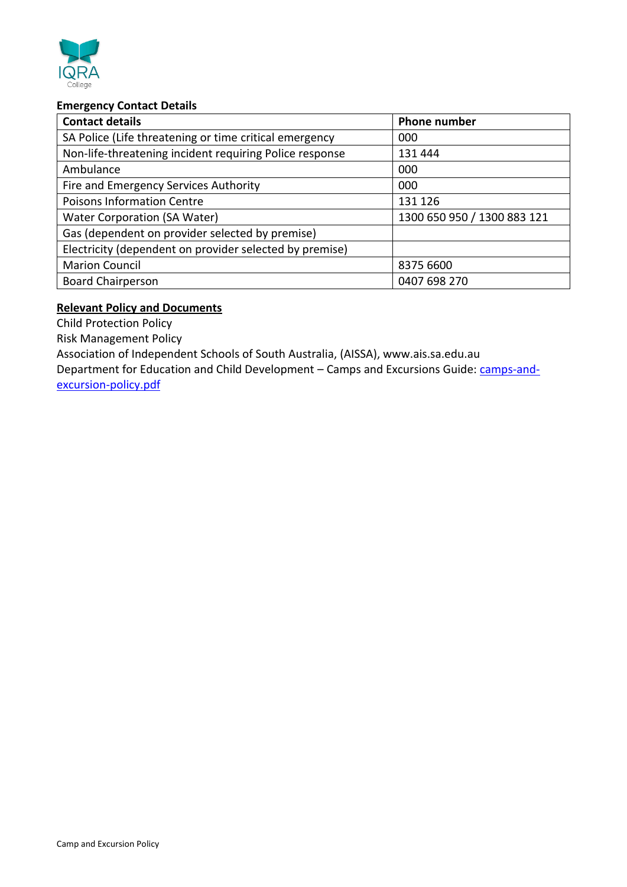**Emergency Contact Details**

| Contact details | Phone number |
|---|---|
| SA Police (Life threatening or time critical emergency | 000 |
| Non-life-threatening incident requiring Police response | 131 444 |
| Ambulance | 000 |
| Fire and Emergency Services Authority | 000 |
| Poisons Information Centre | 131 126 |
| Water Corporation (SA Water) | 1300 650 950 / 1300 883 121 |
| Gas (dependent on provider selected by premise) | |
| Electricity (dependent on provider selected by premise) | |
| Marion Council | 8375 6600 |
| Board Chairperson | 0407 698 270 |

**Relevant Policy and Documents**

Child Protection Policy
Risk Management Policy
Association of Independent Schools of South Australia, (AISSA), www.ais.sa.edu.au
Department for Education and Child Development – Camps and Excursions Guide: camps-and-excursion-policy.pdf